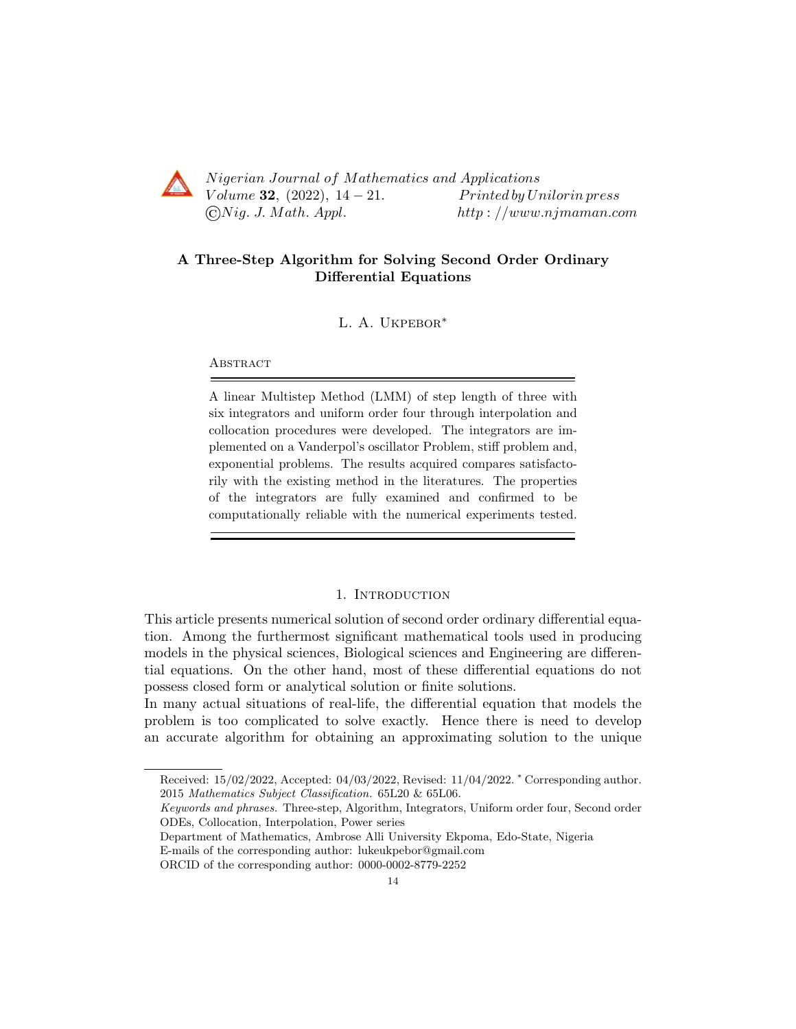# A Three-Step Algorithm for Solving Second Order Ordinary Differential Equations

L. A. Ukpebor*

**Abstract**

A linear Multistep Method (LMM) of step length of three with six integrators and uniform order four through interpolation and collocation procedures were developed. The integrators are implemented on a Vanderpol's oscillator Problem, stiff problem and, exponential problems. The results acquired compares satisfactorily with the existing method in the literatures. The properties of the integrators are fully examined and confirmed to be computationally reliable with the numerical experiments tested.

## 1. Introduction

This article presents numerical solution of second order ordinary differential equation. Among the furthermost significant mathematical tools used in producing models in the physical sciences, Biological sciences and Engineering are differential equations. On the other hand, most of these differential equations do not possess closed form or analytical solution or finite solutions.

In many actual situations of real-life, the differential equation that models the problem is too complicated to solve exactly. Hence there is need to develop an accurate algorithm for obtaining an approximating solution to the unique

---

Received: 15/02/2022, Accepted: 04/03/2022, Revised: 11/04/2022. * Corresponding author.
2015 *Mathematics Subject Classification.* 65L20 & 65L06.

*Keywords and phrases.* Three-step, Algorithm, Integrators, Uniform order four, Second order ODEs, Collocation, Interpolation, Power series

Department of Mathematics, Ambrose Alli University Ekpoma, Edo-State, Nigeria

E-mails of the corresponding author: lukeukpebor@gmail.com

ORCID of the corresponding author: 0000-0002-8779-2252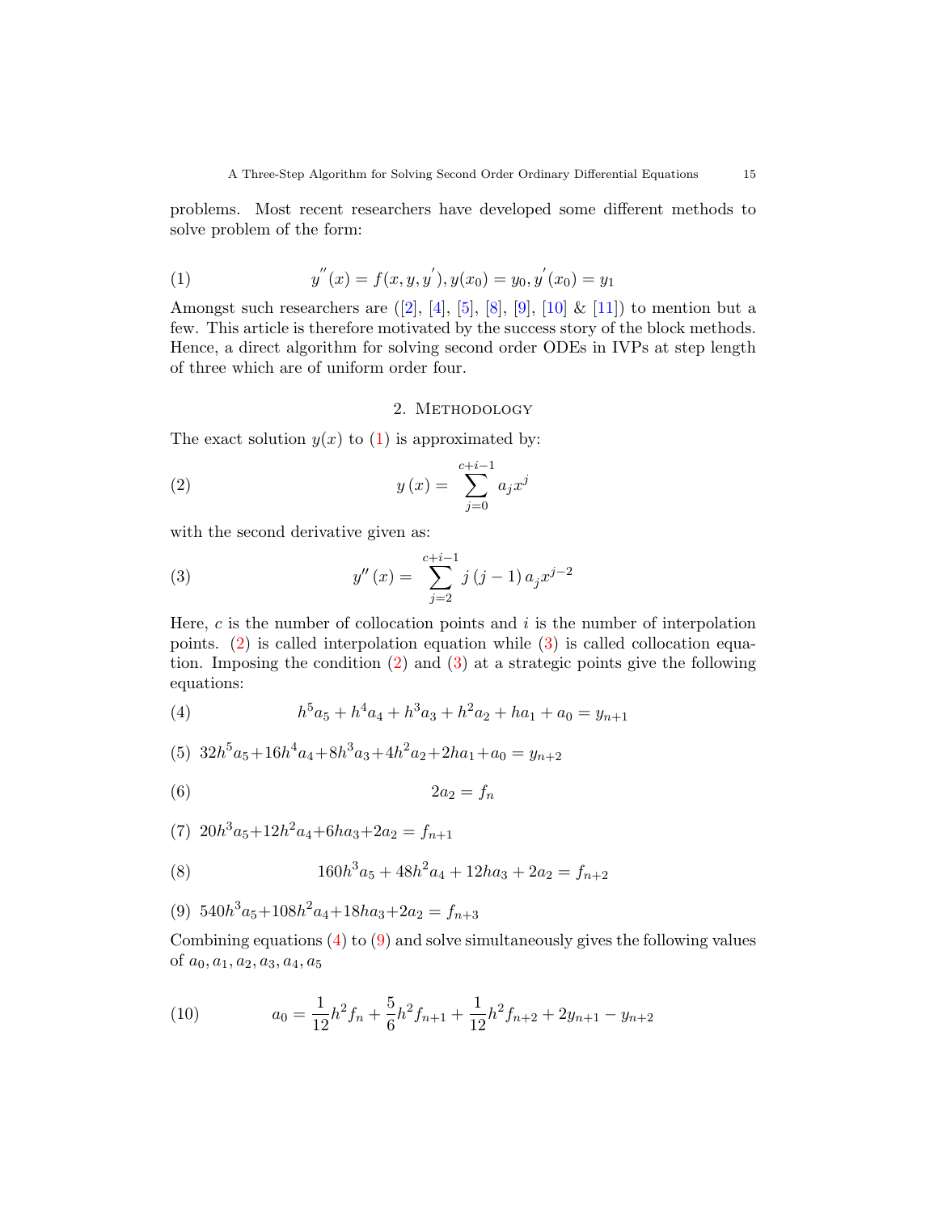problems. Most recent researchers have developed some different methods to solve problem of the form:

$$y^{''}(x) = f(x, y, y^{'}), y(x_0) = y_0, y^{'}(x_0) = y_1 \tag{1}$$

Amongst such researchers are ([2], [4], [5], [8], [9], [10] & [11]) to mention but a few. This article is therefore motivated by the success story of the block methods. Hence, a direct algorithm for solving second order ODEs in IVPs at step length of three which are of uniform order four.

## 2. Methodology

The exact solution $y(x)$ to (1) is approximated by:

$$y(x) = \sum_{j=0}^{c+i-1} a_j x^j \tag{2}$$

with the second derivative given as:

$$y''(x) = \sum_{j=2}^{c+i-1} j(j-1) a_j x^{j-2} \tag{3}$$

Here, $c$ is the number of collocation points and $i$ is the number of interpolation points. (2) is called interpolation equation while (3) is called collocation equation. Imposing the condition (2) and (3) at a strategic points give the following equations:

$$h^5 a_5 + h^4 a_4 + h^3 a_3 + h^2 a_2 + h a_1 + a_0 = y_{n+1} \tag{4}$$

$$32h^5 a_5 + 16h^4 a_4 + 8h^3 a_3 + 4h^2 a_2 + 2h a_1 + a_0 = y_{n+2} \tag{5}$$

$$2a_2 = f_n \tag{6}$$

$$20h^3 a_5 + 12h^2 a_4 + 6h a_3 + 2a_2 = f_{n+1} \tag{7}$$

$$160h^3 a_5 + 48h^2 a_4 + 12h a_3 + 2a_2 = f_{n+2} \tag{8}$$

$$540h^3 a_5 + 108h^2 a_4 + 18h a_3 + 2a_2 = f_{n+3} \tag{9}$$

Combining equations (4) to (9) and solve simultaneously gives the following values of $a_0, a_1, a_2, a_3, a_4, a_5$

$$a_0 = \frac{1}{12}h^2 f_n + \frac{5}{6}h^2 f_{n+1} + \frac{1}{12}h^2 f_{n+2} + 2y_{n+1} - y_{n+2} \tag{10}$$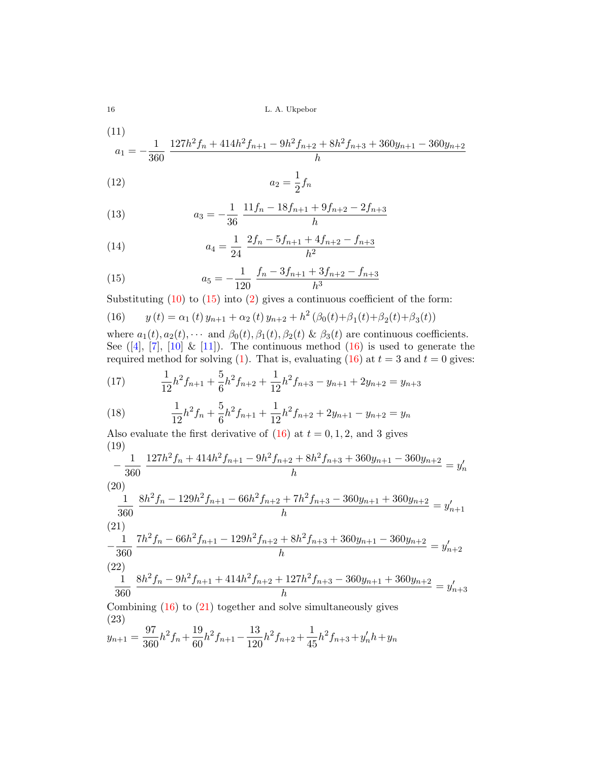(11)

$$a_1 = -\frac{1}{360}\ \frac{127h^2 f_n + 414h^2 f_{n+1} - 9h^2 f_{n+2} + 8h^2 f_{n+3} + 360y_{n+1} - 360y_{n+2}}{h}$$

$$a_2 = \frac{1}{2} f_n \tag{12}$$

$$a_3 = -\frac{1}{36}\ \frac{11f_n - 18f_{n+1} + 9f_{n+2} - 2f_{n+3}}{h} \tag{13}$$

$$a_4 = \frac{1}{24}\ \frac{2f_n - 5f_{n+1} + 4f_{n+2} - f_{n+3}}{h^2} \tag{14}$$

$$a_5 = -\frac{1}{120}\ \frac{f_n - 3f_{n+1} + 3f_{n+2} - f_{n+3}}{h^3} \tag{15}$$

Substituting (10) to (15) into (2) gives a continuous coefficient of the form:

$$y(t) = \alpha_1(t)\, y_{n+1} + \alpha_2(t)\, y_{n+2} + h^2\left(\beta_0(t)+\beta_1(t)+\beta_2(t)+\beta_3(t)\right) \tag{16}$$

where $a_1(t), a_2(t), \cdots$ and $\beta_0(t), \beta_1(t), \beta_2(t)$ & $\beta_3(t)$ are continuous coefficients. See ([4], [7], [10] & [11]). The continuous method (16) is used to generate the required method for solving (1). That is, evaluating (16) at $t = 3$ and $t = 0$ gives:

$$\frac{1}{12}h^2 f_{n+1} + \frac{5}{6}h^2 f_{n+2} + \frac{1}{12}h^2 f_{n+3} - y_{n+1} + 2y_{n+2} = y_{n+3} \tag{17}$$

$$\frac{1}{12}h^2 f_n + \frac{5}{6}h^2 f_{n+1} + \frac{1}{12}h^2 f_{n+2} + 2y_{n+1} - y_{n+2} = y_n \tag{18}$$

Also evaluate the first derivative of (16) at $t = 0, 1, 2,$ and $3$ gives

(19)

$$-\frac{1}{360}\ \frac{127h^2 f_n + 414h^2 f_{n+1} - 9h^2 f_{n+2} + 8h^2 f_{n+3} + 360y_{n+1} - 360y_{n+2}}{h} = y'_n$$

(20)

$$\frac{1}{360}\ \frac{8h^2 f_n - 129h^2 f_{n+1} - 66h^2 f_{n+2} + 7h^2 f_{n+3} - 360y_{n+1} + 360y_{n+2}}{h} = y'_{n+1}$$

(21)

$$-\frac{1}{360}\ \frac{7h^2 f_n - 66h^2 f_{n+1} - 129h^2 f_{n+2} + 8h^2 f_{n+3} + 360y_{n+1} - 360y_{n+2}}{h} = y'_{n+2}$$

(22)

$$\frac{1}{360}\ \frac{8h^2 f_n - 9h^2 f_{n+1} + 414h^2 f_{n+2} + 127h^2 f_{n+3} - 360y_{n+1} + 360y_{n+2}}{h} = y'_{n+3}$$

Combining (16) to (21) together and solve simultaneously gives

(23)

$$y_{n+1} = \frac{97}{360}h^2 f_n + \frac{19}{60}h^2 f_{n+1} - \frac{13}{120}h^2 f_{n+2} + \frac{1}{45}h^2 f_{n+3} + y'_n h + y_n$$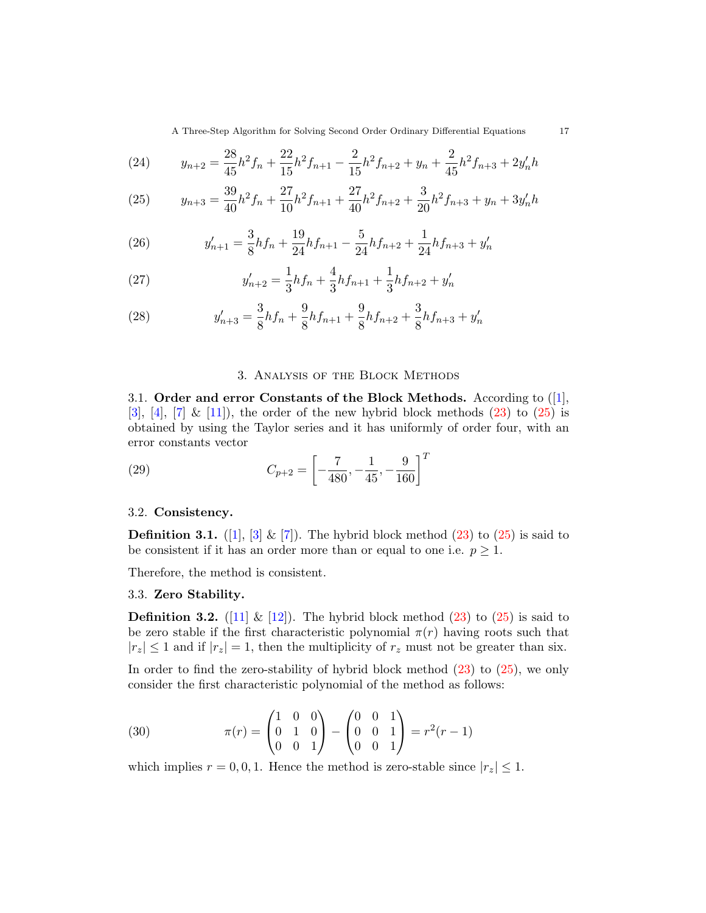$$y_{n+2} = \frac{28}{45}h^2 f_n + \frac{22}{15}h^2 f_{n+1} - \frac{2}{15}h^2 f_{n+2} + y_n + \frac{2}{45}h^2 f_{n+3} + 2y'_n h \tag{24}$$

$$y_{n+3} = \frac{39}{40}h^2 f_n + \frac{27}{10}h^2 f_{n+1} + \frac{27}{40}h^2 f_{n+2} + \frac{3}{20}h^2 f_{n+3} + y_n + 3y'_n h \tag{25}$$

$$y'_{n+1} = \frac{3}{8}hf_n + \frac{19}{24}hf_{n+1} - \frac{5}{24}hf_{n+2} + \frac{1}{24}hf_{n+3} + y'_n \tag{26}$$

$$y'_{n+2} = \frac{1}{3}hf_n + \frac{4}{3}hf_{n+1} + \frac{1}{3}hf_{n+2} + y'_n \tag{27}$$

$$y'_{n+3} = \frac{3}{8}hf_n + \frac{9}{8}hf_{n+1} + \frac{9}{8}hf_{n+2} + \frac{3}{8}hf_{n+3} + y'_n \tag{28}$$

## 3. Analysis of the Block Methods

3.1. **Order and error Constants of the Block Methods.** According to ([1], [3], [4], [7] & [11]), the order of the new hybrid block methods (23) to (25) is obtained by using the Taylor series and it has uniformly of order four, with an error constants vector

$$C_{p+2} = \left[-\frac{7}{480}, -\frac{1}{45}, -\frac{9}{160}\right]^T \tag{29}$$

3.2. **Consistency.**

**Definition 3.1.** ([1], [3] & [7]). The hybrid block method (23) to (25) is said to be consistent if it has an order more than or equal to one i.e. $p \geq 1$.

Therefore, the method is consistent.

3.3. **Zero Stability.**

**Definition 3.2.** ([11] & [12]). The hybrid block method (23) to (25) is said to be zero stable if the first characteristic polynomial $\pi(r)$ having roots such that $|r_z| \leq 1$ and if $|r_z| = 1$, then the multiplicity of $r_z$ must not be greater than six.

In order to find the zero-stability of hybrid block method (23) to (25), we only consider the first characteristic polynomial of the method as follows:

$$\pi(r) = \begin{pmatrix} 1 & 0 & 0 \\ 0 & 1 & 0 \\ 0 & 0 & 1 \end{pmatrix} - \begin{pmatrix} 0 & 0 & 1 \\ 0 & 0 & 1 \\ 0 & 0 & 1 \end{pmatrix} = r^2(r-1) \tag{30}$$

which implies $r = 0, 0, 1$. Hence the method is zero-stable since $|r_z| \leq 1$.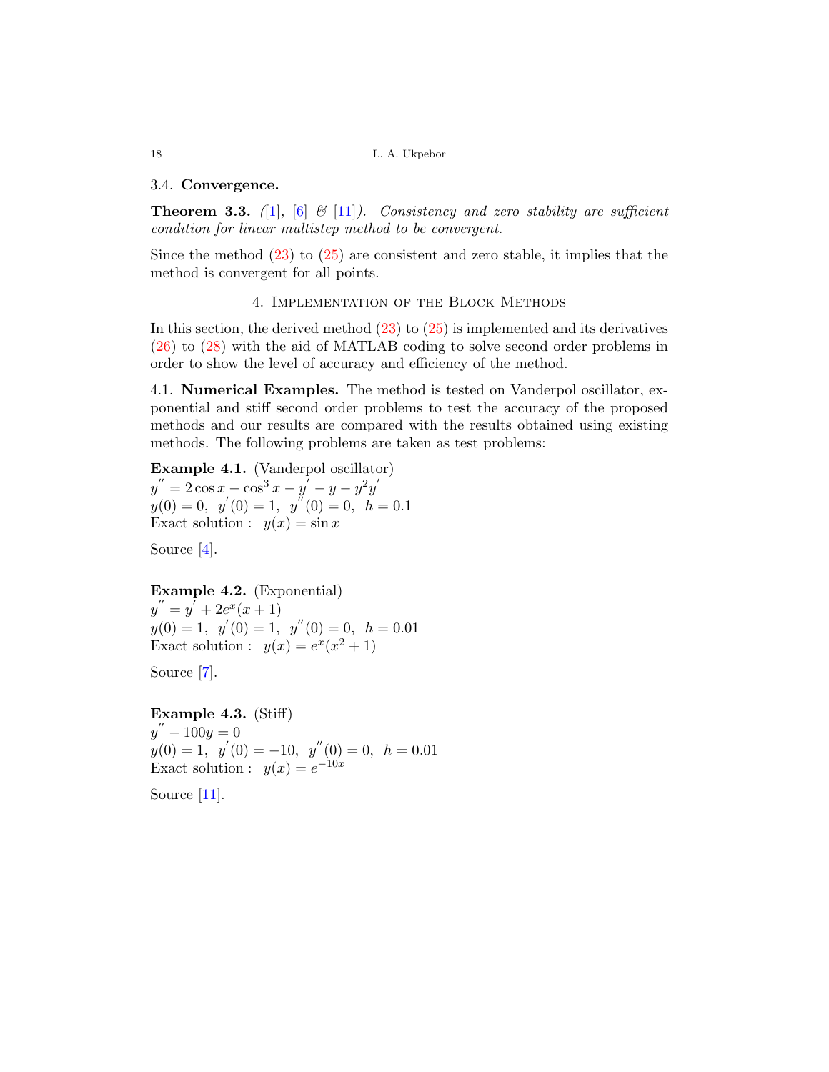### 3.4. **Convergence.**

**Theorem 3.3.** *([1], [6] & [11]). Consistency and zero stability are sufficient condition for linear multistep method to be convergent.*

Since the method (23) to (25) are consistent and zero stable, it implies that the method is convergent for all points.

## 4. Implementation of the Block Methods

In this section, the derived method (23) to (25) is implemented and its derivatives (26) to (28) with the aid of MATLAB coding to solve second order problems in order to show the level of accuracy and efficiency of the method.

### 4.1. **Numerical Examples.**

The method is tested on Vanderpol oscillator, exponential and stiff second order problems to test the accuracy of the proposed methods and our results are compared with the results obtained using existing methods. The following problems are taken as test problems:

**Example 4.1.** (Vanderpol oscillator)
$y^{''} = 2\cos x - \cos^3 x - y^{'} - y - y^2 y^{'}$
$y(0) = 0,\ \ y^{'}(0) = 1,\ \ y^{''}(0) = 0,\ \ h = 0.1$
Exact solution : $y(x) = \sin x$

Source [4].

**Example 4.2.** (Exponential)
$y^{''} = y^{'} + 2e^{x}(x+1)$
$y(0) = 1,\ \ y^{'}(0) = 1,\ \ y^{''}(0) = 0,\ \ h = 0.01$
Exact solution : $y(x) = e^{x}(x^2 + 1)$

Source [7].

**Example 4.3.** (Stiff)
$y^{''} - 100y = 0$
$y(0) = 1,\ \ y^{'}(0) = -10,\ \ y^{''}(0) = 0,\ \ h = 0.01$
Exact solution : $y(x) = e^{-10x}$

Source [11].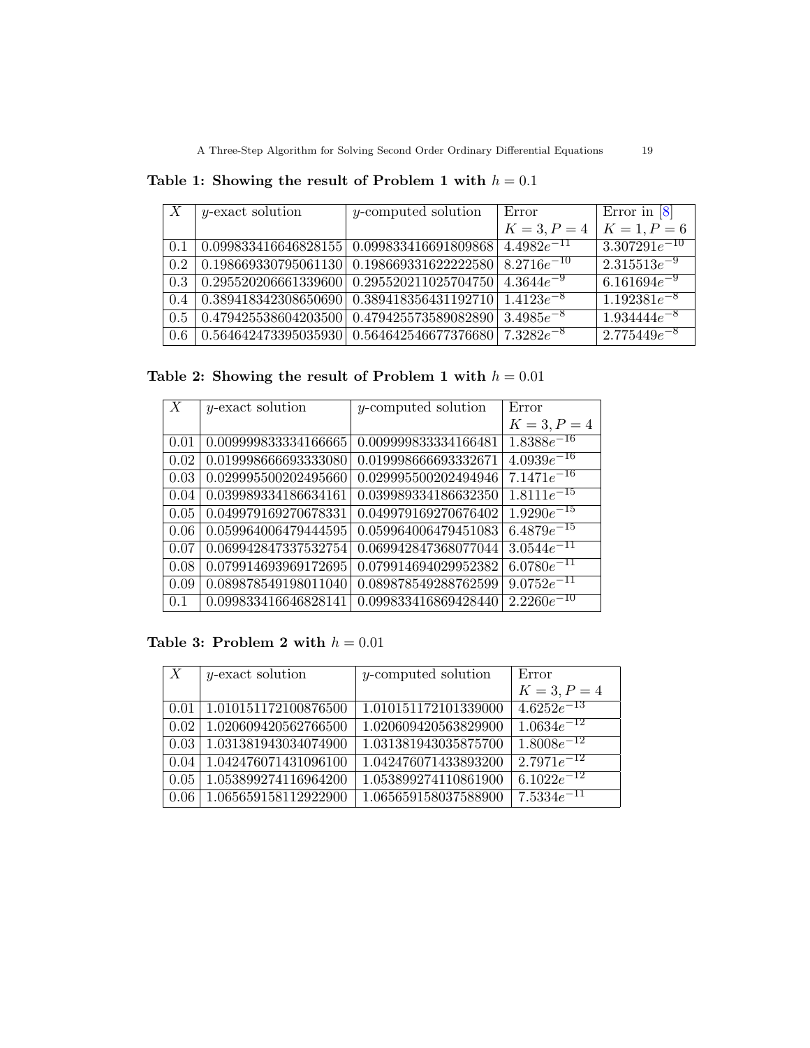**Table 1: Showing the result of Problem 1 with $h = 0.1$**

| $X$ | $y$-exact solution | $y$-computed solution | Error | Error in [8] |
|---|---|---|---|---|
| | | | $K = 3, P = 4$ | $K = 1, P = 6$ |
| 0.1 | 0.099833416646828155 | 0.099833416691809868 | $4.4982e^{-11}$ | $3.307291e^{-10}$ |
| 0.2 | 0.198669330795061130 | 0.198669331622222580 | $8.2716e^{-10}$ | $2.315513e^{-9}$ |
| 0.3 | 0.295520206661339600 | 0.295520211025704750 | $4.3644e^{-9}$ | $6.161694e^{-9}$ |
| 0.4 | 0.389418342308650690 | 0.389418356431192710 | $1.4123e^{-8}$ | $1.192381e^{-8}$ |
| 0.5 | 0.479425538604203500 | 0.479425573589082890 | $3.4985e^{-8}$ | $1.934444e^{-8}$ |
| 0.6 | 0.564642473395035930 | 0.564642546677376680 | $7.3282e^{-8}$ | $2.775449e^{-8}$ |

**Table 2: Showing the result of Problem 1 with $h = 0.01$**

| $X$ | $y$-exact solution | $y$-computed solution | Error |
|---|---|---|---|
| | | | $K = 3, P = 4$ |
| 0.01 | 0.009999833334166665 | 0.009999833334166481 | $1.8388e^{-16}$ |
| 0.02 | 0.019998666693333080 | 0.019998666693332671 | $4.0939e^{-16}$ |
| 0.03 | 0.029995500202495660 | 0.029995500202494946 | $7.1471e^{-16}$ |
| 0.04 | 0.039989334186634161 | 0.039989334186632350 | $1.8111e^{-15}$ |
| 0.05 | 0.049979169270678331 | 0.049979169270676402 | $1.9290e^{-15}$ |
| 0.06 | 0.059964006479444595 | 0.059964006479451083 | $6.4879e^{-15}$ |
| 0.07 | 0.069942847337532754 | 0.069942847368077044 | $3.0544e^{-11}$ |
| 0.08 | 0.079914693969172695 | 0.079914694029952382 | $6.0780e^{-11}$ |
| 0.09 | 0.089878549198011040 | 0.089878549288762599 | $9.0752e^{-11}$ |
| 0.1 | 0.099833416646828141 | 0.099833416869428440 | $2.2260e^{-10}$ |

**Table 3: Problem 2 with $h = 0.01$**

| $X$ | $y$-exact solution | $y$-computed solution | Error |
|---|---|---|---|
| | | | $K = 3, P = 4$ |
| 0.01 | 1.010151172100876500 | 1.010151172101339000 | $4.6252e^{-13}$ |
| 0.02 | 1.020609420562766500 | 1.020609420563829900 | $1.0634e^{-12}$ |
| 0.03 | 1.031381943034074900 | 1.031381943035875700 | $1.8008e^{-12}$ |
| 0.04 | 1.042476071431096100 | 1.042476071433893200 | $2.7971e^{-12}$ |
| 0.05 | 1.053899274116964200 | 1.053899274110861900 | $6.1022e^{-12}$ |
| 0.06 | 1.065659158112922900 | 1.065659158037588900 | $7.5334e^{-11}$ |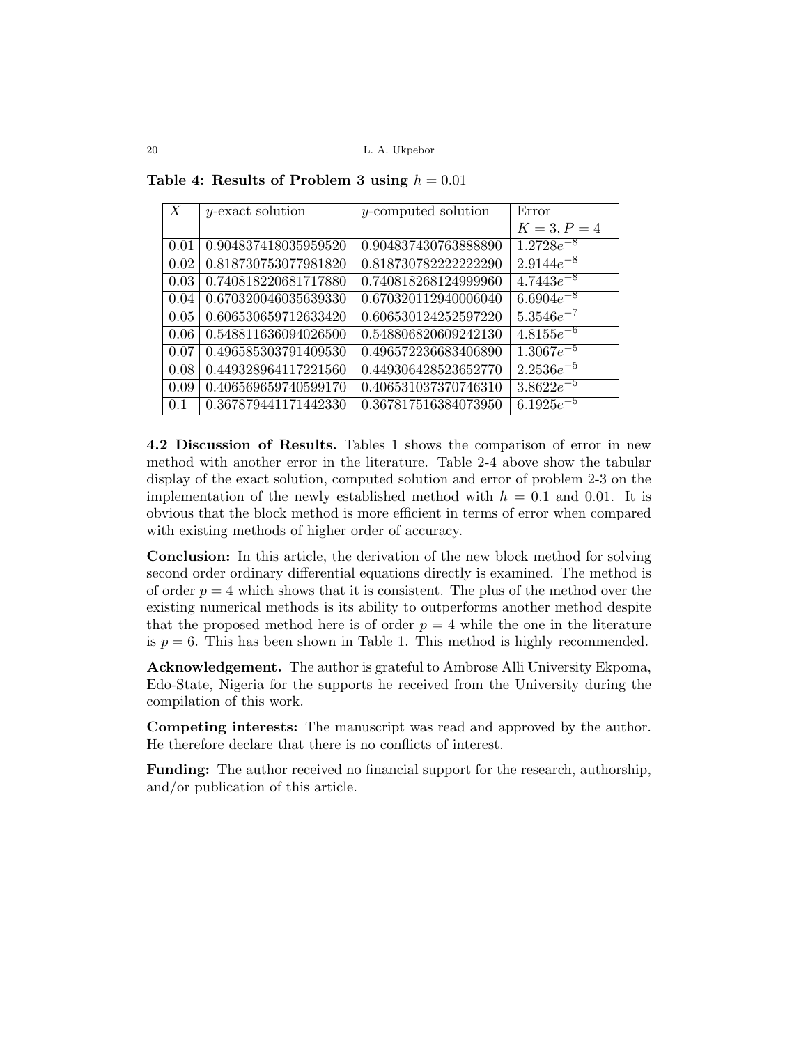**Table 4: Results of Problem 3 using $h = 0.01$**

| $X$ | $y$-exact solution | $y$-computed solution | Error $K = 3, P = 4$ |
|---|---|---|---|
| 0.01 | 0.904837418035959520 | 0.904837430763888890 | $1.2728e^{-8}$ |
| 0.02 | 0.818730753077981820 | 0.818730782222222290 | $2.9144e^{-8}$ |
| 0.03 | 0.740818220681717880 | 0.740818268124999960 | $4.7443e^{-8}$ |
| 0.04 | 0.670320046035639330 | 0.670320112940006040 | $6.6904e^{-8}$ |
| 0.05 | 0.606530659712633420 | 0.606530124252597220 | $5.3546e^{-7}$ |
| 0.06 | 0.548811636094026500 | 0.548806820609242130 | $4.8155e^{-6}$ |
| 0.07 | 0.496585303791409530 | 0.496572236683406890 | $1.3067e^{-5}$ |
| 0.08 | 0.449328964117221560 | 0.449306428523652770 | $2.2536e^{-5}$ |
| 0.09 | 0.406569659740599170 | 0.406531037370746310 | $3.8622e^{-5}$ |
| 0.1 | 0.367879441171442330 | 0.367817516384073950 | $6.1925e^{-5}$ |

**4.2 Discussion of Results.** Tables 1 shows the comparison of error in new method with another error in the literature. Table 2-4 above show the tabular display of the exact solution, computed solution and error of problem 2-3 on the implementation of the newly established method with $h = 0.1$ and 0.01. It is obvious that the block method is more efficient in terms of error when compared with existing methods of higher order of accuracy.

**Conclusion:** In this article, the derivation of the new block method for solving second order ordinary differential equations directly is examined. The method is of order $p = 4$ which shows that it is consistent. The plus of the method over the existing numerical methods is its ability to outperforms another method despite that the proposed method here is of order $p = 4$ while the one in the literature is $p = 6$. This has been shown in Table 1. This method is highly recommended.

**Acknowledgement.** The author is grateful to Ambrose Alli University Ekpoma, Edo-State, Nigeria for the supports he received from the University during the compilation of this work.

**Competing interests:** The manuscript was read and approved by the author. He therefore declare that there is no conflicts of interest.

**Funding:** The author received no financial support for the research, authorship, and/or publication of this article.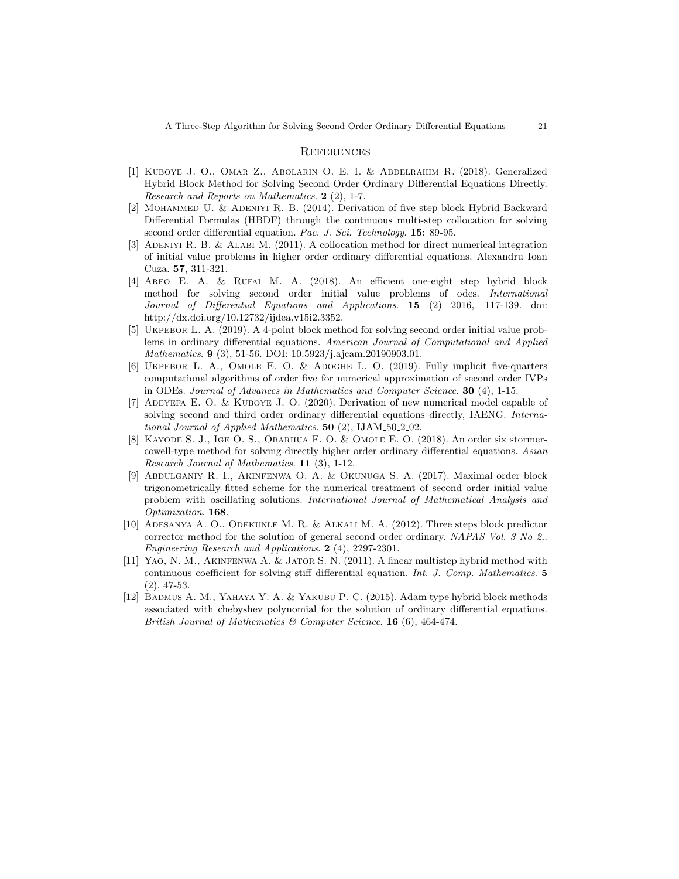## References

[1] Kuboye J. O., Omar Z., Abolarin O. E. I. & Abdelrahim R. (2018). Generalized Hybrid Block Method for Solving Second Order Ordinary Differential Equations Directly. *Research and Reports on Mathematics*. **2** (2), 1-7.

[2] Mohammed U. & Adeniyi R. B. (2014). Derivation of five step block Hybrid Backward Differential Formulas (HBDF) through the continuous multi-step collocation for solving second order differential equation. *Pac. J. Sci. Technology*. **15**: 89-95.

[3] Adeniyi R. B. & Alabi M. (2011). A collocation method for direct numerical integration of initial value problems in higher order ordinary differential equations. Alexandru Ioan Cuza. **57**, 311-321.

[4] Areo E. A. & Rufai M. A. (2018). An efficient one-eight step hybrid block method for solving second order initial value problems of odes. *International Journal of Differential Equations and Applications*. **15** (2) 2016, 117-139. doi: http://dx.doi.org/10.12732/ijdea.v15i2.3352.

[5] Ukpebor L. A. (2019). A 4-point block method for solving second order initial value problems in ordinary differential equations. *American Journal of Computational and Applied Mathematics*. **9** (3), 51-56. DOI: 10.5923/j.ajcam.20190903.01.

[6] Ukpebor L. A., Omole E. O. & Adoghe L. O. (2019). Fully implicit five-quarters computational algorithms of order five for numerical approximation of second order IVPs in ODEs. *Journal of Advances in Mathematics and Computer Science*. **30** (4), 1-15.

[7] Adeyefa E. O. & Kuboye J. O. (2020). Derivation of new numerical model capable of solving second and third order ordinary differential equations directly, IAENG. *International Journal of Applied Mathematics*. **50** (2), IJAM_50_2_02.

[8] Kayode S. J., Ige O. S., Obarhua F. O. & Omole E. O. (2018). An order six stormer-cowell-type method for solving directly higher order ordinary differential equations. *Asian Research Journal of Mathematics*. **11** (3), 1-12.

[9] Abdulganiy R. I., Akinfenwa O. A. & Okunuga S. A. (2017). Maximal order block trigonometrically fitted scheme for the numerical treatment of second order initial value problem with oscillating solutions. *International Journal of Mathematical Analysis and Optimization*. **168**.

[10] Adesanya A. O., Odekunle M. R. & Alkali M. A. (2012). Three steps block predictor corrector method for the solution of general second order ordinary. *NAPAS Vol. 3 No 2,. Engineering Research and Applications*. **2** (4), 2297-2301.

[11] Yao, N. M., Akinfenwa A. & Jator S. N. (2011). A linear multistep hybrid method with continuous coefficient for solving stiff differential equation. *Int. J. Comp. Mathematics*. **5** (2), 47-53.

[12] Badmus A. M., Yahaya Y. A. & Yakubu P. C. (2015). Adam type hybrid block methods associated with chebyshev polynomial for the solution of ordinary differential equations. *British Journal of Mathematics & Computer Science*. **16** (6), 464-474.